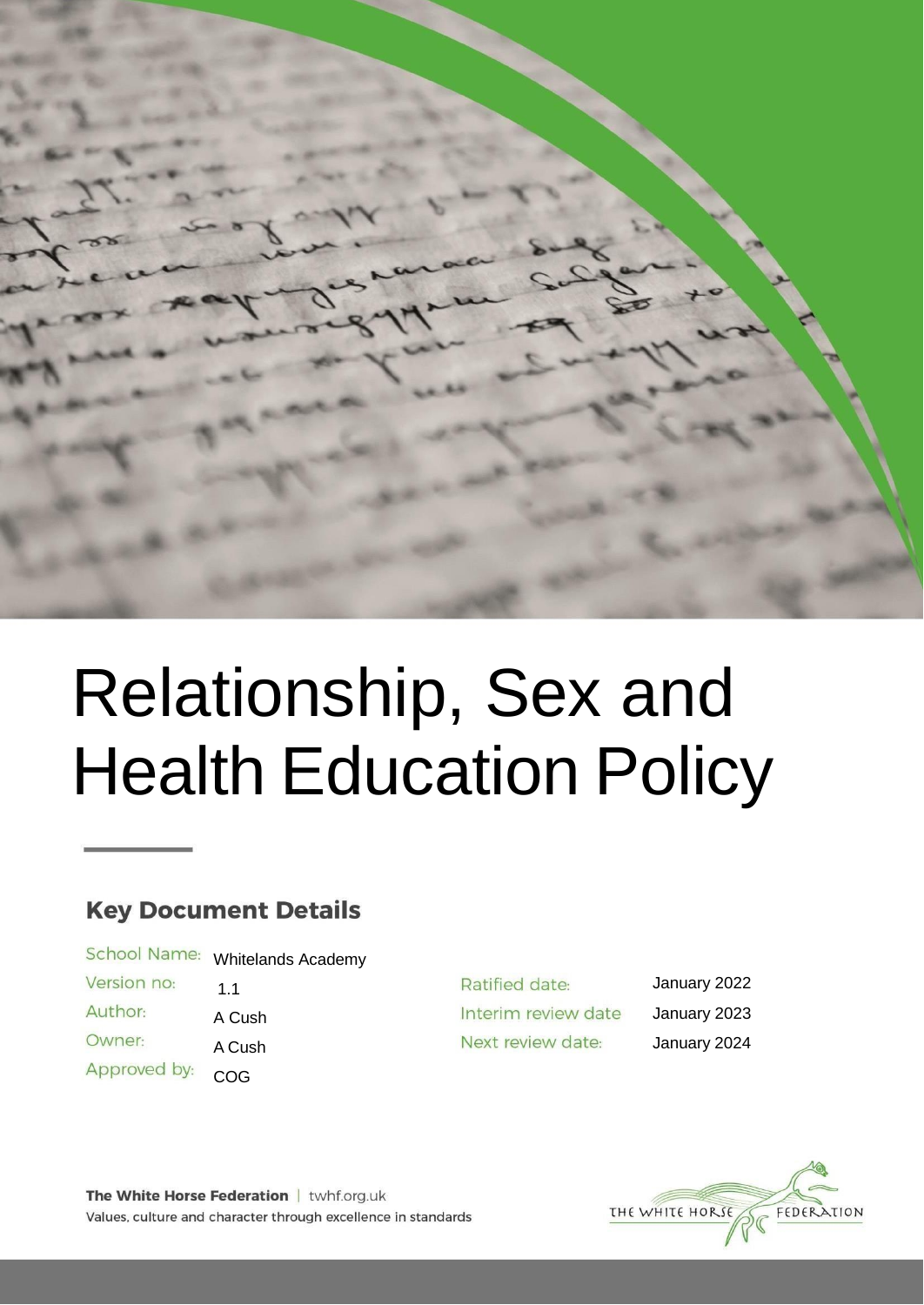# Relationship, Sex and Health Education Policy

## Key Document Details

| | | | |
|---|---|---|---|
| School Name: | Whitelands Academy | | |
| Version no: | 1.1 | Ratified date: | January 2022 |
| Author: | A Cush | Interim review date | January 2023 |
| Owner: | A Cush | Next review date: | January 2024 |
| Approved by: | COG | | |

**The White Horse Federation** | twhf.org.uk

Values, culture and character through excellence in standards

THE WHITE HORSE FEDERATION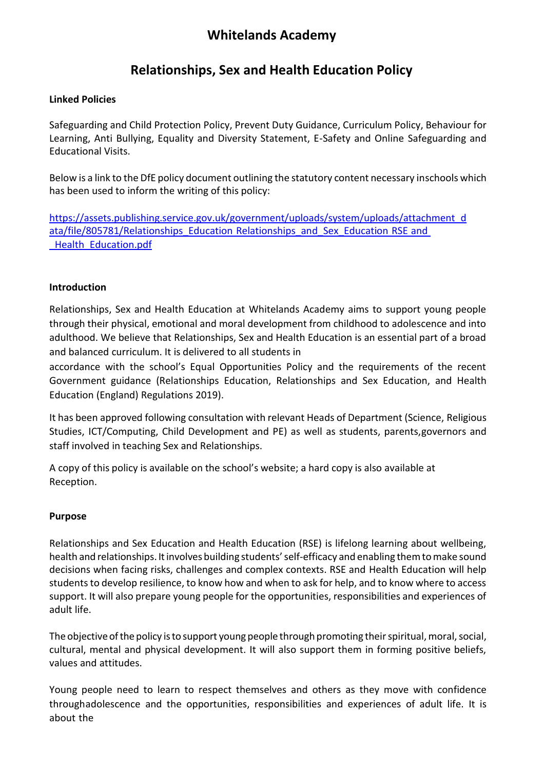# Whitelands Academy

## Relationships, Sex and Health Education Policy

**Linked Policies**

Safeguarding and Child Protection Policy, Prevent Duty Guidance, Curriculum Policy, Behaviour for Learning, Anti Bullying, Equality and Diversity Statement, E-Safety and Online Safeguarding and Educational Visits.

Below is a link to the DfE policy document outlining the statutory content necessary inschools which has been used to inform the writing of this policy:

[https://assets.publishing.service.gov.uk/government/uploads/system/uploads/attachment_data/file/805781/Relationships_Education_Relationships_and_Sex_Education_RSE_and_Health_Education.pdf](https://assets.publishing.service.gov.uk/government/uploads/system/uploads/attachment_data/file/805781/Relationships_Education_Relationships_and_Sex_Education_RSE_and_Health_Education.pdf)

**Introduction**

Relationships, Sex and Health Education at Whitelands Academy aims to support young people through their physical, emotional and moral development from childhood to adolescence and into adulthood. We believe that Relationships, Sex and Health Education is an essential part of a broad and balanced curriculum. It is delivered to all students in accordance with the school's Equal Opportunities Policy and the requirements of the recent Government guidance (Relationships Education, Relationships and Sex Education, and Health Education (England) Regulations 2019).

It has been approved following consultation with relevant Heads of Department (Science, Religious Studies, ICT/Computing, Child Development and PE) as well as students, parents,governors and staff involved in teaching Sex and Relationships.

A copy of this policy is available on the school's website; a hard copy is also available at Reception.

**Purpose**

Relationships and Sex Education and Health Education (RSE) is lifelong learning about wellbeing, health and relationships. It involves building students' self-efficacy and enabling them to make sound decisions when facing risks, challenges and complex contexts. RSE and Health Education will help students to develop resilience, to know how and when to ask for help, and to know where to access support. It will also prepare young people for the opportunities, responsibilities and experiences of adult life.

The objective of the policy is to support young people through promoting their spiritual, moral, social, cultural, mental and physical development. It will also support them in forming positive beliefs, values and attitudes.

Young people need to learn to respect themselves and others as they move with confidence throughadolescence and the opportunities, responsibilities and experiences of adult life. It is about the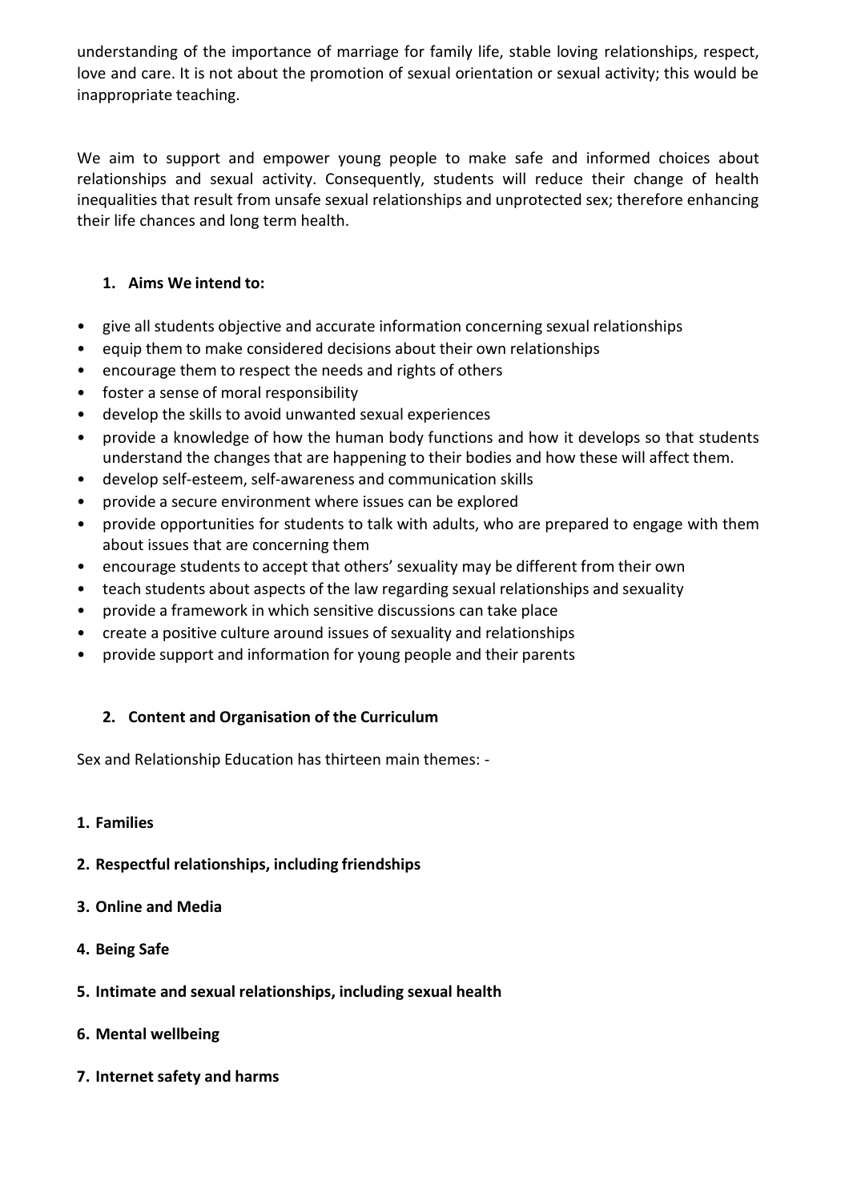understanding of the importance of marriage for family life, stable loving relationships, respect, love and care. It is not about the promotion of sexual orientation or sexual activity; this would be inappropriate teaching.

We aim to support and empower young people to make safe and informed choices about relationships and sexual activity. Consequently, students will reduce their change of health inequalities that result from unsafe sexual relationships and unprotected sex; therefore enhancing their life chances and long term health.

## 1. Aims We intend to:

- give all students objective and accurate information concerning sexual relationships
- equip them to make considered decisions about their own relationships
- encourage them to respect the needs and rights of others
- foster a sense of moral responsibility
- develop the skills to avoid unwanted sexual experiences
- provide a knowledge of how the human body functions and how it develops so that students understand the changes that are happening to their bodies and how these will affect them.
- develop self-esteem, self-awareness and communication skills
- provide a secure environment where issues can be explored
- provide opportunities for students to talk with adults, who are prepared to engage with them about issues that are concerning them
- encourage students to accept that others' sexuality may be different from their own
- teach students about aspects of the law regarding sexual relationships and sexuality
- provide a framework in which sensitive discussions can take place
- create a positive culture around issues of sexuality and relationships
- provide support and information for young people and their parents

## 2. Content and Organisation of the Curriculum

Sex and Relationship Education has thirteen main themes: -

**1. Families**

**2. Respectful relationships, including friendships**

**3. Online and Media**

**4. Being Safe**

**5. Intimate and sexual relationships, including sexual health**

**6. Mental wellbeing**

**7. Internet safety and harms**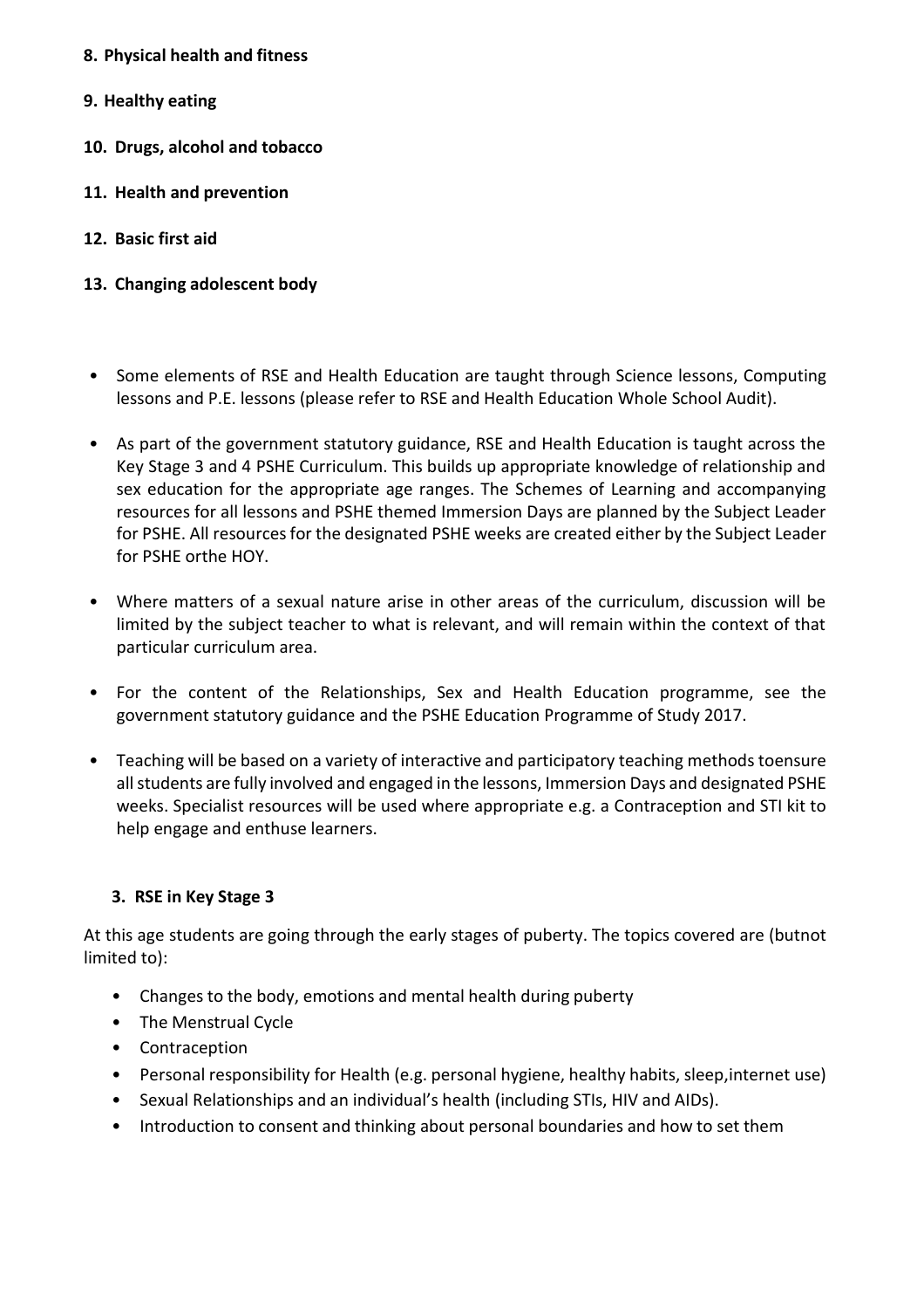**8. Physical health and fitness**

**9. Healthy eating**

**10. Drugs, alcohol and tobacco**

**11. Health and prevention**

**12. Basic first aid**

**13. Changing adolescent body**

- Some elements of RSE and Health Education are taught through Science lessons, Computing lessons and P.E. lessons (please refer to RSE and Health Education Whole School Audit).
- As part of the government statutory guidance, RSE and Health Education is taught across the Key Stage 3 and 4 PSHE Curriculum. This builds up appropriate knowledge of relationship and sex education for the appropriate age ranges. The Schemes of Learning and accompanying resources for all lessons and PSHE themed Immersion Days are planned by the Subject Leader for PSHE. All resources for the designated PSHE weeks are created either by the Subject Leader for PSHE orthe HOY.
- Where matters of a sexual nature arise in other areas of the curriculum, discussion will be limited by the subject teacher to what is relevant, and will remain within the context of that particular curriculum area.
- For the content of the Relationships, Sex and Health Education programme, see the government statutory guidance and the PSHE Education Programme of Study 2017.
- Teaching will be based on a variety of interactive and participatory teaching methods toensure all students are fully involved and engaged in the lessons, Immersion Days and designated PSHE weeks. Specialist resources will be used where appropriate e.g. a Contraception and STI kit to help engage and enthuse learners.

### 3. RSE in Key Stage 3

At this age students are going through the early stages of puberty. The topics covered are (butnot limited to):

- Changes to the body, emotions and mental health during puberty
- The Menstrual Cycle
- Contraception
- Personal responsibility for Health (e.g. personal hygiene, healthy habits, sleep,internet use)
- Sexual Relationships and an individual's health (including STIs, HIV and AIDs).
- Introduction to consent and thinking about personal boundaries and how to set them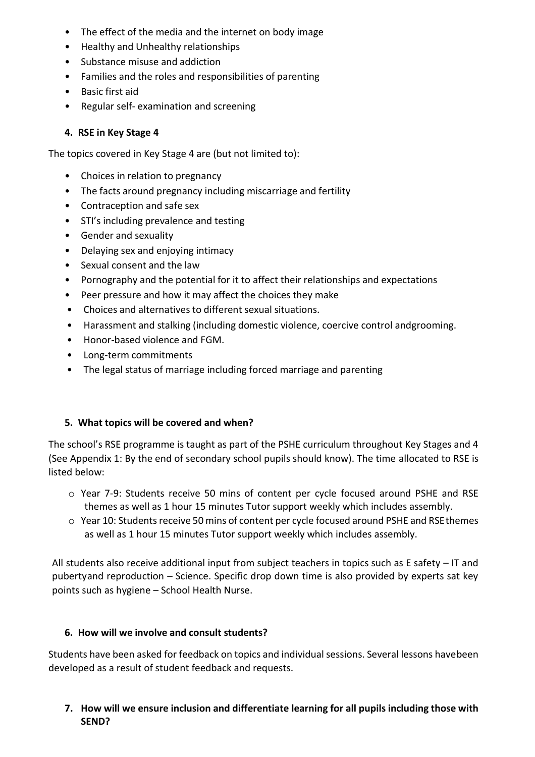- The effect of the media and the internet on body image
- Healthy and Unhealthy relationships
- Substance misuse and addiction
- Families and the roles and responsibilities of parenting
- Basic first aid
- Regular self- examination and screening

### 4. RSE in Key Stage 4

The topics covered in Key Stage 4 are (but not limited to):

- Choices in relation to pregnancy
- The facts around pregnancy including miscarriage and fertility
- Contraception and safe sex
- STI's including prevalence and testing
- Gender and sexuality
- Delaying sex and enjoying intimacy
- Sexual consent and the law
- Pornography and the potential for it to affect their relationships and expectations
- Peer pressure and how it may affect the choices they make
- Choices and alternatives to different sexual situations.
- Harassment and stalking (including domestic violence, coercive control andgrooming.
- Honor-based violence and FGM.
- Long-term commitments
- The legal status of marriage including forced marriage and parenting

### 5. What topics will be covered and when?

The school's RSE programme is taught as part of the PSHE curriculum throughout Key Stages and 4 (See Appendix 1: By the end of secondary school pupils should know). The time allocated to RSE is listed below:

- Year 7-9: Students receive 50 mins of content per cycle focused around PSHE and RSE themes as well as 1 hour 15 minutes Tutor support weekly which includes assembly.
- Year 10: Students receive 50 mins of content per cycle focused around PSHE and RSEthemes as well as 1 hour 15 minutes Tutor support weekly which includes assembly.

All students also receive additional input from subject teachers in topics such as E safety – IT and pubertyand reproduction – Science. Specific drop down time is also provided by experts sat key points such as hygiene – School Health Nurse.

### 6. How will we involve and consult students?

Students have been asked for feedback on topics and individual sessions. Several lessons havebeen developed as a result of student feedback and requests.

### 7. How will we ensure inclusion and differentiate learning for all pupils including those with SEND?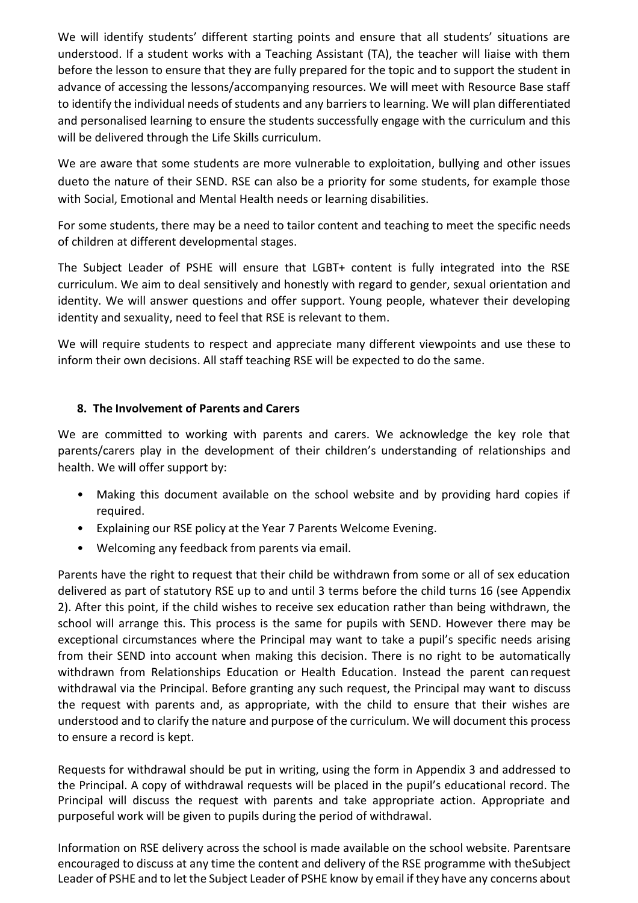We will identify students' different starting points and ensure that all students' situations are understood. If a student works with a Teaching Assistant (TA), the teacher will liaise with them before the lesson to ensure that they are fully prepared for the topic and to support the student in advance of accessing the lessons/accompanying resources. We will meet with Resource Base staff to identify the individual needs of students and any barriers to learning. We will plan differentiated and personalised learning to ensure the students successfully engage with the curriculum and this will be delivered through the Life Skills curriculum.

We are aware that some students are more vulnerable to exploitation, bullying and other issues dueto the nature of their SEND. RSE can also be a priority for some students, for example those with Social, Emotional and Mental Health needs or learning disabilities.

For some students, there may be a need to tailor content and teaching to meet the specific needs of children at different developmental stages.

The Subject Leader of PSHE will ensure that LGBT+ content is fully integrated into the RSE curriculum. We aim to deal sensitively and honestly with regard to gender, sexual orientation and identity. We will answer questions and offer support. Young people, whatever their developing identity and sexuality, need to feel that RSE is relevant to them.

We will require students to respect and appreciate many different viewpoints and use these to inform their own decisions. All staff teaching RSE will be expected to do the same.

## 8. The Involvement of Parents and Carers

We are committed to working with parents and carers. We acknowledge the key role that parents/carers play in the development of their children's understanding of relationships and health. We will offer support by:

- Making this document available on the school website and by providing hard copies if required.
- Explaining our RSE policy at the Year 7 Parents Welcome Evening.
- Welcoming any feedback from parents via email.

Parents have the right to request that their child be withdrawn from some or all of sex education delivered as part of statutory RSE up to and until 3 terms before the child turns 16 (see Appendix 2). After this point, if the child wishes to receive sex education rather than being withdrawn, the school will arrange this. This process is the same for pupils with SEND. However there may be exceptional circumstances where the Principal may want to take a pupil's specific needs arising from their SEND into account when making this decision. There is no right to be automatically withdrawn from Relationships Education or Health Education. Instead the parent can request withdrawal via the Principal. Before granting any such request, the Principal may want to discuss the request with parents and, as appropriate, with the child to ensure that their wishes are understood and to clarify the nature and purpose of the curriculum. We will document this process to ensure a record is kept.

Requests for withdrawal should be put in writing, using the form in Appendix 3 and addressed to the Principal. A copy of withdrawal requests will be placed in the pupil's educational record. The Principal will discuss the request with parents and take appropriate action. Appropriate and purposeful work will be given to pupils during the period of withdrawal.

Information on RSE delivery across the school is made available on the school website. Parentsare encouraged to discuss at any time the content and delivery of the RSE programme with theSubject Leader of PSHE and to let the Subject Leader of PSHE know by email if they have any concerns about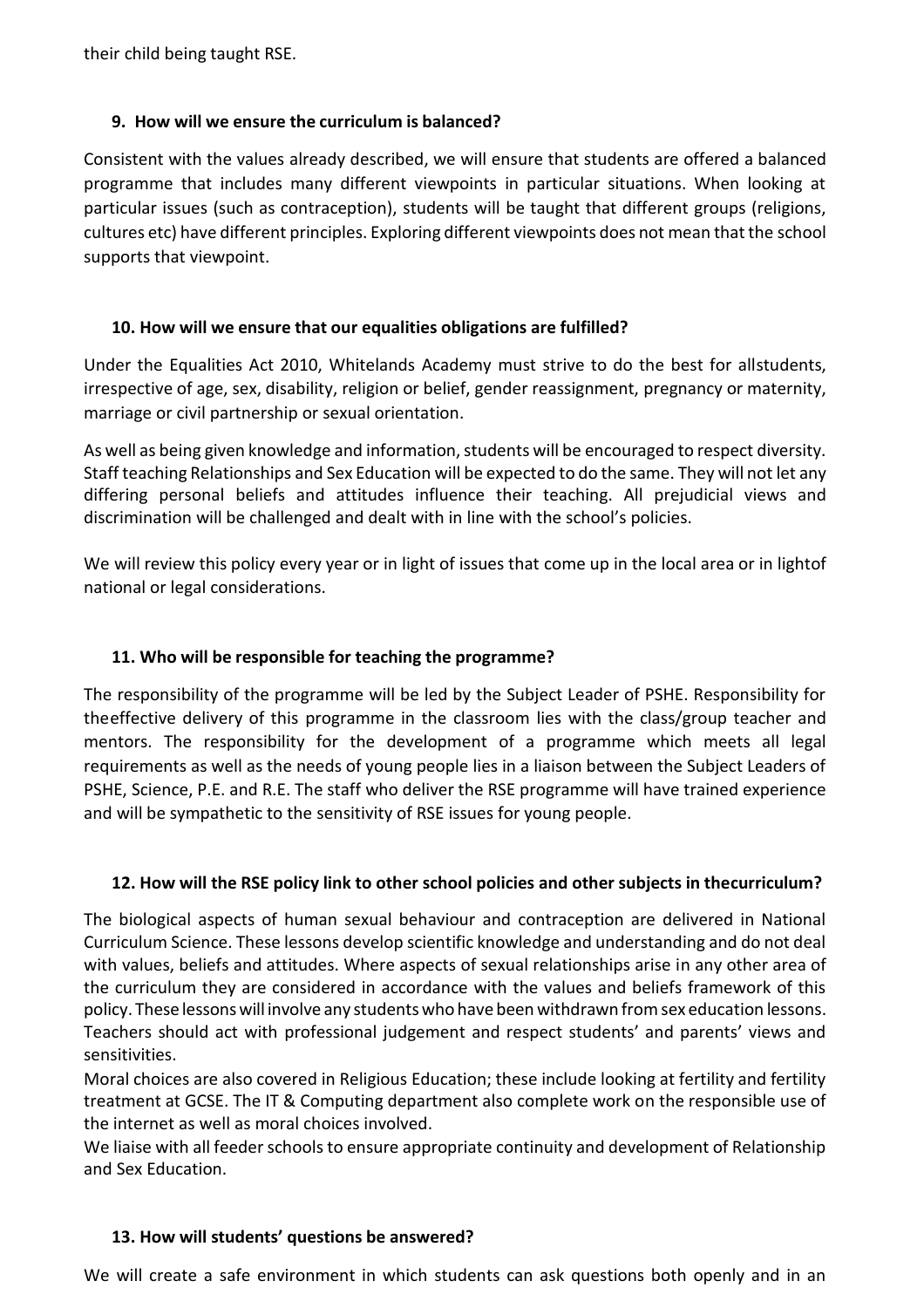their child being taught RSE.

## 9. How will we ensure the curriculum is balanced?

Consistent with the values already described, we will ensure that students are offered a balanced programme that includes many different viewpoints in particular situations. When looking at particular issues (such as contraception), students will be taught that different groups (religions, cultures etc) have different principles. Exploring different viewpoints does not mean that the school supports that viewpoint.

## 10. How will we ensure that our equalities obligations are fulfilled?

Under the Equalities Act 2010, Whitelands Academy must strive to do the best for allstudents, irrespective of age, sex, disability, religion or belief, gender reassignment, pregnancy or maternity, marriage or civil partnership or sexual orientation.

As well as being given knowledge and information, students will be encouraged to respect diversity. Staff teaching Relationships and Sex Education will be expected to do the same. They will not let any differing personal beliefs and attitudes influence their teaching. All prejudicial views and discrimination will be challenged and dealt with in line with the school's policies.

We will review this policy every year or in light of issues that come up in the local area or in lightof national or legal considerations.

## 11. Who will be responsible for teaching the programme?

The responsibility of the programme will be led by the Subject Leader of PSHE. Responsibility for theeffective delivery of this programme in the classroom lies with the class/group teacher and mentors. The responsibility for the development of a programme which meets all legal requirements as well as the needs of young people lies in a liaison between the Subject Leaders of PSHE, Science, P.E. and R.E. The staff who deliver the RSE programme will have trained experience and will be sympathetic to the sensitivity of RSE issues for young people.

## 12. How will the RSE policy link to other school policies and other subjects in thecurriculum?

The biological aspects of human sexual behaviour and contraception are delivered in National Curriculum Science. These lessons develop scientific knowledge and understanding and do not deal with values, beliefs and attitudes. Where aspects of sexual relationships arise in any other area of the curriculum they are considered in accordance with the values and beliefs framework of this policy. These lessons will involve any students who have been withdrawn from sex education lessons. Teachers should act with professional judgement and respect students' and parents' views and sensitivities.

Moral choices are also covered in Religious Education; these include looking at fertility and fertility treatment at GCSE. The IT & Computing department also complete work on the responsible use of the internet as well as moral choices involved.

We liaise with all feeder schools to ensure appropriate continuity and development of Relationship and Sex Education.

## 13. How will students' questions be answered?

We will create a safe environment in which students can ask questions both openly and in an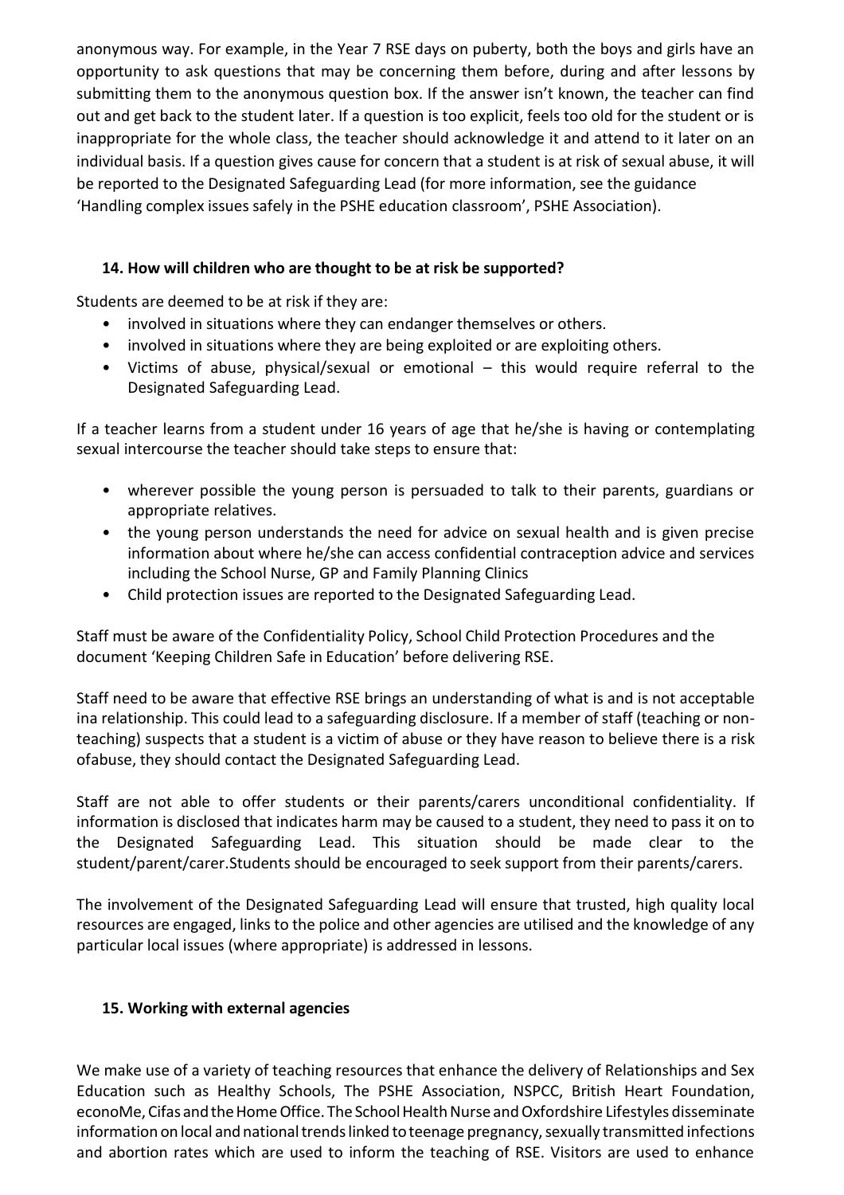anonymous way. For example, in the Year 7 RSE days on puberty, both the boys and girls have an opportunity to ask questions that may be concerning them before, during and after lessons by submitting them to the anonymous question box. If the answer isn't known, the teacher can find out and get back to the student later. If a question is too explicit, feels too old for the student or is inappropriate for the whole class, the teacher should acknowledge it and attend to it later on an individual basis. If a question gives cause for concern that a student is at risk of sexual abuse, it will be reported to the Designated Safeguarding Lead (for more information, see the guidance 'Handling complex issues safely in the PSHE education classroom', PSHE Association).

### 14. How will children who are thought to be at risk be supported?

Students are deemed to be at risk if they are:

- involved in situations where they can endanger themselves or others.
- involved in situations where they are being exploited or are exploiting others.
- Victims of abuse, physical/sexual or emotional – this would require referral to the Designated Safeguarding Lead.

If a teacher learns from a student under 16 years of age that he/she is having or contemplating sexual intercourse the teacher should take steps to ensure that:

- wherever possible the young person is persuaded to talk to their parents, guardians or appropriate relatives.
- the young person understands the need for advice on sexual health and is given precise information about where he/she can access confidential contraception advice and services including the School Nurse, GP and Family Planning Clinics
- Child protection issues are reported to the Designated Safeguarding Lead.

Staff must be aware of the Confidentiality Policy, School Child Protection Procedures and the document 'Keeping Children Safe in Education' before delivering RSE.

Staff need to be aware that effective RSE brings an understanding of what is and is not acceptable ina relationship. This could lead to a safeguarding disclosure. If a member of staff (teaching or non-teaching) suspects that a student is a victim of abuse or they have reason to believe there is a risk ofabuse, they should contact the Designated Safeguarding Lead.

Staff are not able to offer students or their parents/carers unconditional confidentiality. If information is disclosed that indicates harm may be caused to a student, they need to pass it on to the Designated Safeguarding Lead. This situation should be made clear to the student/parent/carer.Students should be encouraged to seek support from their parents/carers.

The involvement of the Designated Safeguarding Lead will ensure that trusted, high quality local resources are engaged, links to the police and other agencies are utilised and the knowledge of any particular local issues (where appropriate) is addressed in lessons.

### 15. Working with external agencies

We make use of a variety of teaching resources that enhance the delivery of Relationships and Sex Education such as Healthy Schools, The PSHE Association, NSPCC, British Heart Foundation, econoMe, Cifas and the Home Office. The School Health Nurse and Oxfordshire Lifestyles disseminate information on local and national trends linked to teenage pregnancy, sexually transmitted infections and abortion rates which are used to inform the teaching of RSE. Visitors are used to enhance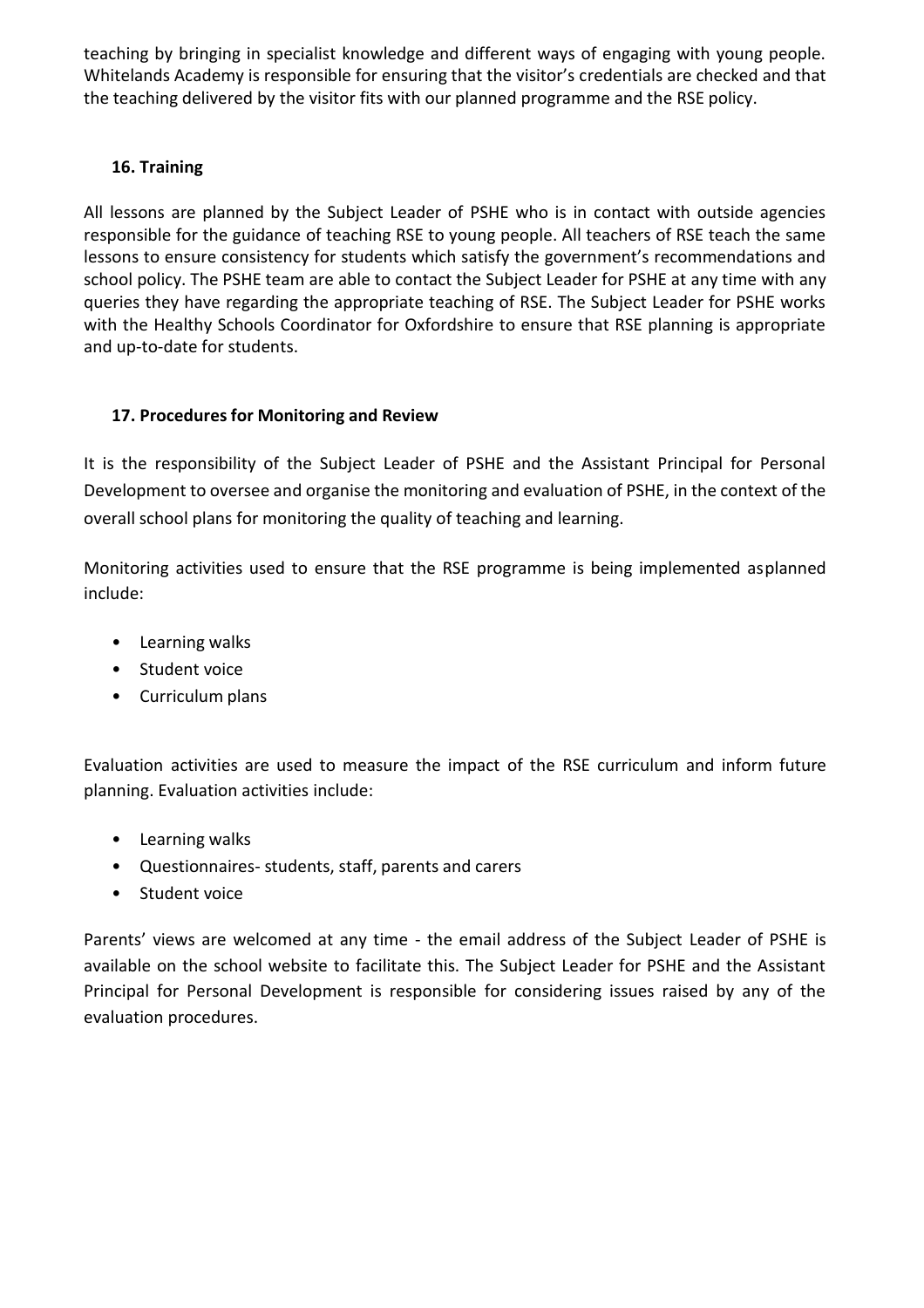teaching by bringing in specialist knowledge and different ways of engaging with young people. Whitelands Academy is responsible for ensuring that the visitor's credentials are checked and that the teaching delivered by the visitor fits with our planned programme and the RSE policy.

## 16. Training

All lessons are planned by the Subject Leader of PSHE who is in contact with outside agencies responsible for the guidance of teaching RSE to young people. All teachers of RSE teach the same lessons to ensure consistency for students which satisfy the government's recommendations and school policy. The PSHE team are able to contact the Subject Leader for PSHE at any time with any queries they have regarding the appropriate teaching of RSE. The Subject Leader for PSHE works with the Healthy Schools Coordinator for Oxfordshire to ensure that RSE planning is appropriate and up-to-date for students.

## 17. Procedures for Monitoring and Review

It is the responsibility of the Subject Leader of PSHE and the Assistant Principal for Personal Development to oversee and organise the monitoring and evaluation of PSHE, in the context of the overall school plans for monitoring the quality of teaching and learning.

Monitoring activities used to ensure that the RSE programme is being implemented asplanned include:

- Learning walks
- Student voice
- Curriculum plans

Evaluation activities are used to measure the impact of the RSE curriculum and inform future planning. Evaluation activities include:

- Learning walks
- Questionnaires- students, staff, parents and carers
- Student voice

Parents' views are welcomed at any time - the email address of the Subject Leader of PSHE is available on the school website to facilitate this. The Subject Leader for PSHE and the Assistant Principal for Personal Development is responsible for considering issues raised by any of the evaluation procedures.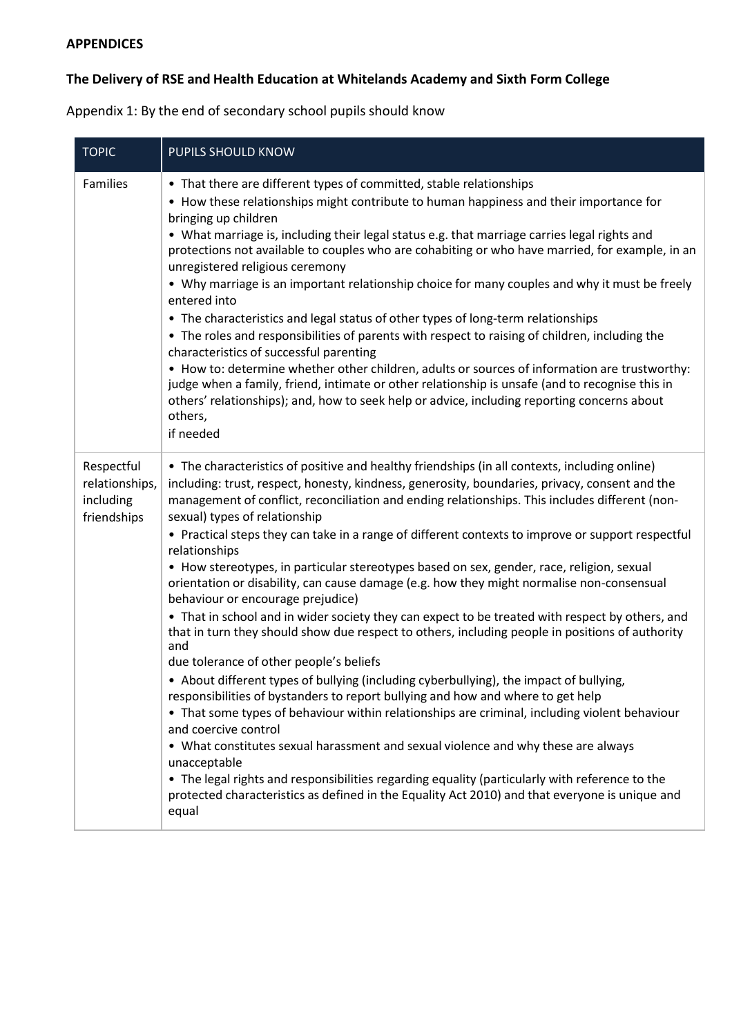**APPENDICES**

**The Delivery of RSE and Health Education at Whitelands Academy and Sixth Form College**

Appendix 1: By the end of secondary school pupils should know

| TOPIC | PUPILS SHOULD KNOW |
|---|---|
| Families | • That there are different types of committed, stable relationships<br>• How these relationships might contribute to human happiness and their importance for bringing up children<br>• What marriage is, including their legal status e.g. that marriage carries legal rights and protections not available to couples who are cohabiting or who have married, for example, in an unregistered religious ceremony<br>• Why marriage is an important relationship choice for many couples and why it must be freely entered into<br>• The characteristics and legal status of other types of long-term relationships<br>• The roles and responsibilities of parents with respect to raising of children, including the characteristics of successful parenting<br>• How to: determine whether other children, adults or sources of information are trustworthy: judge when a family, friend, intimate or other relationship is unsafe (and to recognise this in others' relationships); and, how to seek help or advice, including reporting concerns about others, if needed |
| Respectful relationships, including friendships | • The characteristics of positive and healthy friendships (in all contexts, including online) including: trust, respect, honesty, kindness, generosity, boundaries, privacy, consent and the management of conflict, reconciliation and ending relationships. This includes different (non-sexual) types of relationship<br>• Practical steps they can take in a range of different contexts to improve or support respectful relationships<br>• How stereotypes, in particular stereotypes based on sex, gender, race, religion, sexual orientation or disability, can cause damage (e.g. how they might normalise non-consensual behaviour or encourage prejudice)<br>• That in school and in wider society they can expect to be treated with respect by others, and that in turn they should show due respect to others, including people in positions of authority and due tolerance of other people's beliefs<br>• About different types of bullying (including cyberbullying), the impact of bullying, responsibilities of bystanders to report bullying and how and where to get help<br>• That some types of behaviour within relationships are criminal, including violent behaviour and coercive control<br>• What constitutes sexual harassment and sexual violence and why these are always unacceptable<br>• The legal rights and responsibilities regarding equality (particularly with reference to the protected characteristics as defined in the Equality Act 2010) and that everyone is unique and equal |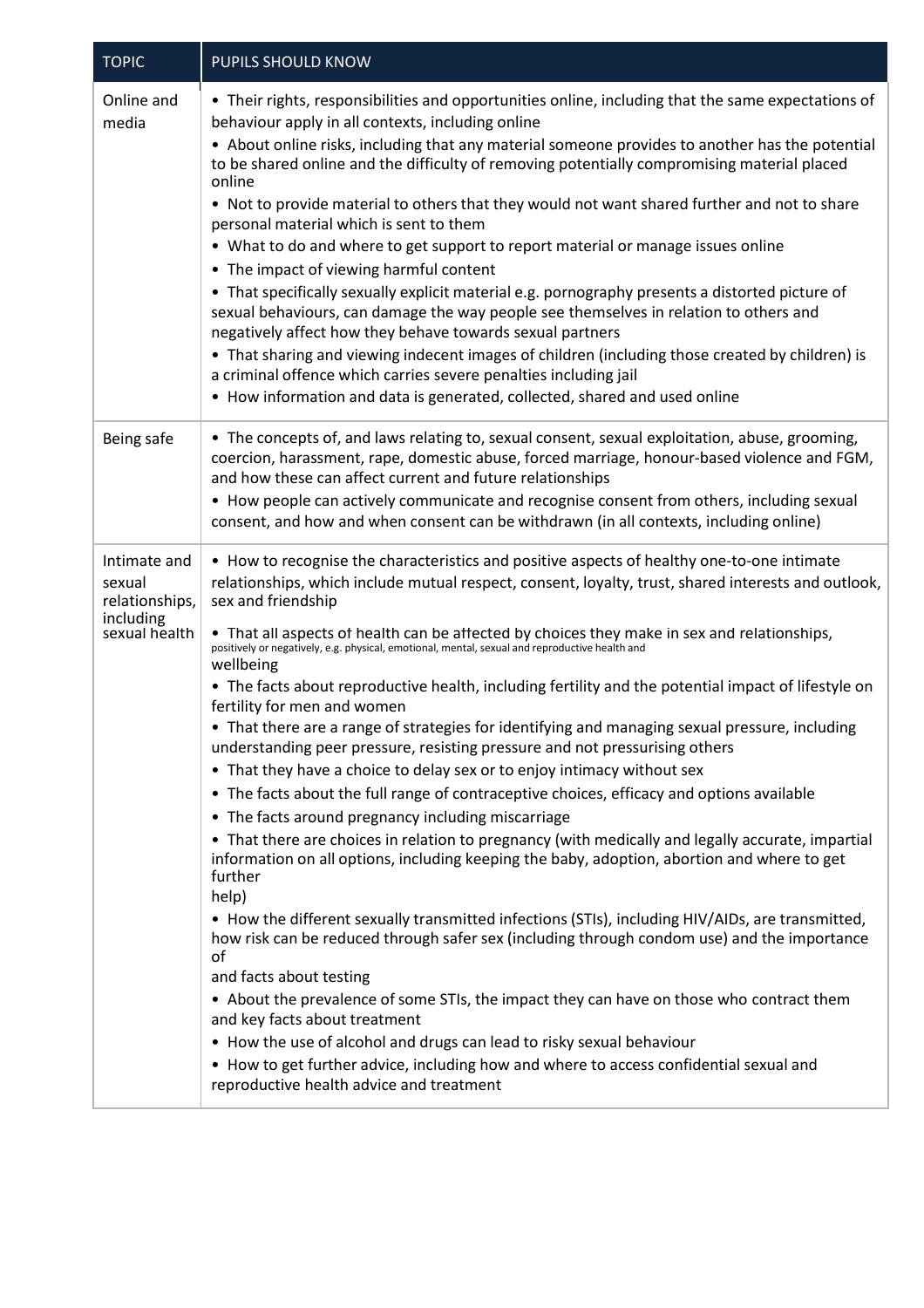| TOPIC | PUPILS SHOULD KNOW |
| --- | --- |
| Online and media | • Their rights, responsibilities and opportunities online, including that the same expectations of behaviour apply in all contexts, including online<br>• About online risks, including that any material someone provides to another has the potential to be shared online and the difficulty of removing potentially compromising material placed online<br>• Not to provide material to others that they would not want shared further and not to share personal material which is sent to them<br>• What to do and where to get support to report material or manage issues online<br>• The impact of viewing harmful content<br>• That specifically sexually explicit material e.g. pornography presents a distorted picture of sexual behaviours, can damage the way people see themselves in relation to others and negatively affect how they behave towards sexual partners<br>• That sharing and viewing indecent images of children (including those created by children) is a criminal offence which carries severe penalties including jail<br>• How information and data is generated, collected, shared and used online |
| Being safe | • The concepts of, and laws relating to, sexual consent, sexual exploitation, abuse, grooming, coercion, harassment, rape, domestic abuse, forced marriage, honour-based violence and FGM, and how these can affect current and future relationships<br>• How people can actively communicate and recognise consent from others, including sexual consent, and how and when consent can be withdrawn (in all contexts, including online) |
| Intimate and sexual relationships, including sexual health | • How to recognise the characteristics and positive aspects of healthy one-to-one intimate relationships, which include mutual respect, consent, loyalty, trust, shared interests and outlook, sex and friendship<br>• That all aspects of health can be affected by choices they make in sex and relationships, positively or negatively, e.g. physical, emotional, mental, sexual and reproductive health and wellbeing<br>• The facts about reproductive health, including fertility and the potential impact of lifestyle on fertility for men and women<br>• That there are a range of strategies for identifying and managing sexual pressure, including understanding peer pressure, resisting pressure and not pressurising others<br>• That they have a choice to delay sex or to enjoy intimacy without sex<br>• The facts about the full range of contraceptive choices, efficacy and options available<br>• The facts around pregnancy including miscarriage<br>• That there are choices in relation to pregnancy (with medically and legally accurate, impartial information on all options, including keeping the baby, adoption, abortion and where to get further help)<br>• How the different sexually transmitted infections (STIs), including HIV/AIDs, are transmitted, how risk can be reduced through safer sex (including through condom use) and the importance of and facts about testing<br>• About the prevalence of some STIs, the impact they can have on those who contract them and key facts about treatment<br>• How the use of alcohol and drugs can lead to risky sexual behaviour<br>• How to get further advice, including how and where to access confidential sexual and reproductive health advice and treatment |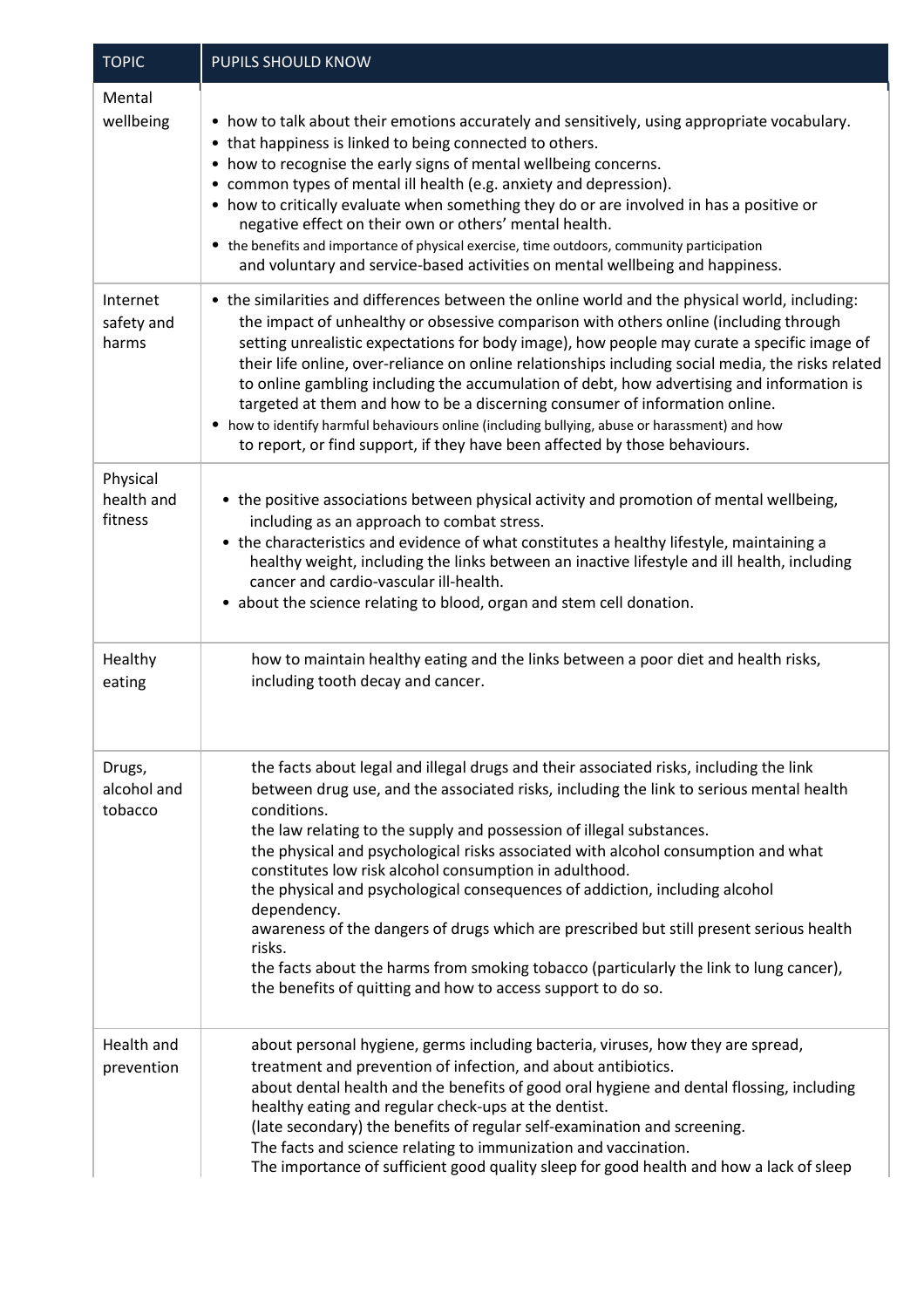| TOPIC | PUPILS SHOULD KNOW |
| --- | --- |
| Mental wellbeing | • how to talk about their emotions accurately and sensitively, using appropriate vocabulary.<br>• that happiness is linked to being connected to others.<br>• how to recognise the early signs of mental wellbeing concerns.<br>• common types of mental ill health (e.g. anxiety and depression).<br>• how to critically evaluate when something they do or are involved in has a positive or negative effect on their own or others' mental health.<br>• the benefits and importance of physical exercise, time outdoors, community participation and voluntary and service-based activities on mental wellbeing and happiness. |
| Internet safety and harms | • the similarities and differences between the online world and the physical world, including: the impact of unhealthy or obsessive comparison with others online (including through setting unrealistic expectations for body image), how people may curate a specific image of their life online, over-reliance on online relationships including social media, the risks related to online gambling including the accumulation of debt, how advertising and information is targeted at them and how to be a discerning consumer of information online.<br>• how to identify harmful behaviours online (including bullying, abuse or harassment) and how to report, or find support, if they have been affected by those behaviours. |
| Physical health and fitness | • the positive associations between physical activity and promotion of mental wellbeing, including as an approach to combat stress.<br>• the characteristics and evidence of what constitutes a healthy lifestyle, maintaining a healthy weight, including the links between an inactive lifestyle and ill health, including cancer and cardio-vascular ill-health.<br>• about the science relating to blood, organ and stem cell donation. |
| Healthy eating | how to maintain healthy eating and the links between a poor diet and health risks, including tooth decay and cancer. |
| Drugs, alcohol and tobacco | the facts about legal and illegal drugs and their associated risks, including the link between drug use, and the associated risks, including the link to serious mental health conditions.<br>the law relating to the supply and possession of illegal substances.<br>the physical and psychological risks associated with alcohol consumption and what constitutes low risk alcohol consumption in adulthood.<br>the physical and psychological consequences of addiction, including alcohol dependency.<br>awareness of the dangers of drugs which are prescribed but still present serious health risks.<br>the facts about the harms from smoking tobacco (particularly the link to lung cancer), the benefits of quitting and how to access support to do so. |
| Health and prevention | about personal hygiene, germs including bacteria, viruses, how they are spread, treatment and prevention of infection, and about antibiotics.<br>about dental health and the benefits of good oral hygiene and dental flossing, including healthy eating and regular check-ups at the dentist.<br>(late secondary) the benefits of regular self-examination and screening.<br>The facts and science relating to immunization and vaccination.<br>The importance of sufficient good quality sleep for good health and how a lack of sleep |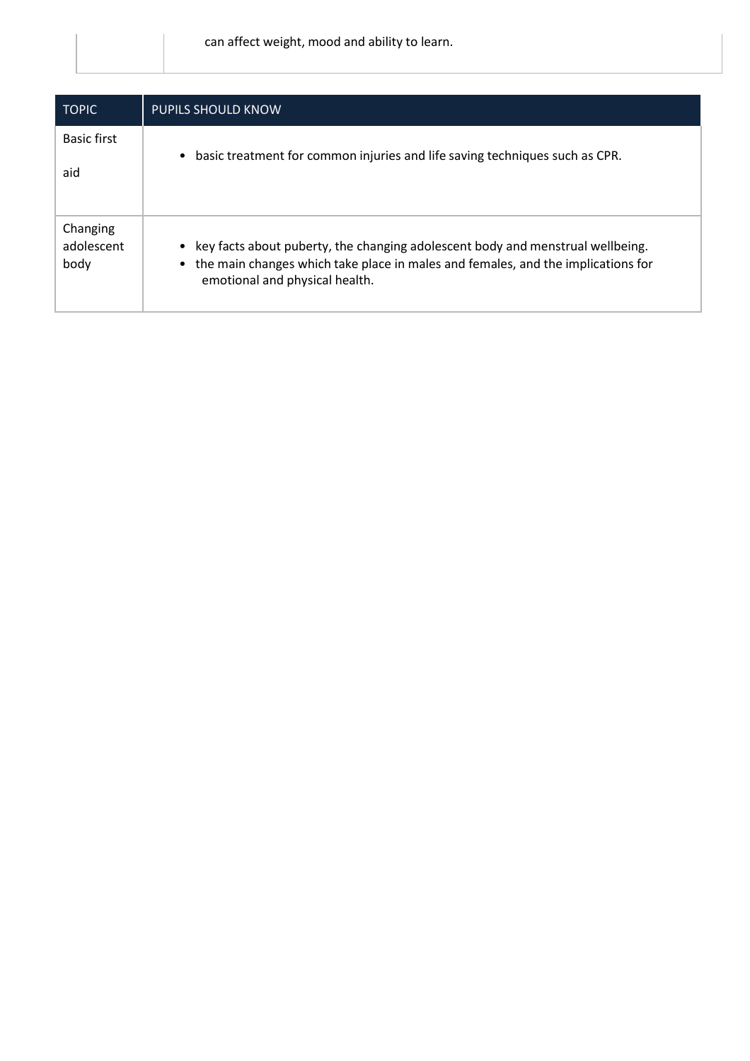| | |
|---|---|
| | can affect weight, mood and ability to learn. |

| TOPIC | PUPILS SHOULD KNOW |
|---|---|
| Basic first aid | • basic treatment for common injuries and life saving techniques such as CPR. |
| Changing adolescent body | • key facts about puberty, the changing adolescent body and menstrual wellbeing.<br>• the main changes which take place in males and females, and the implications for emotional and physical health. |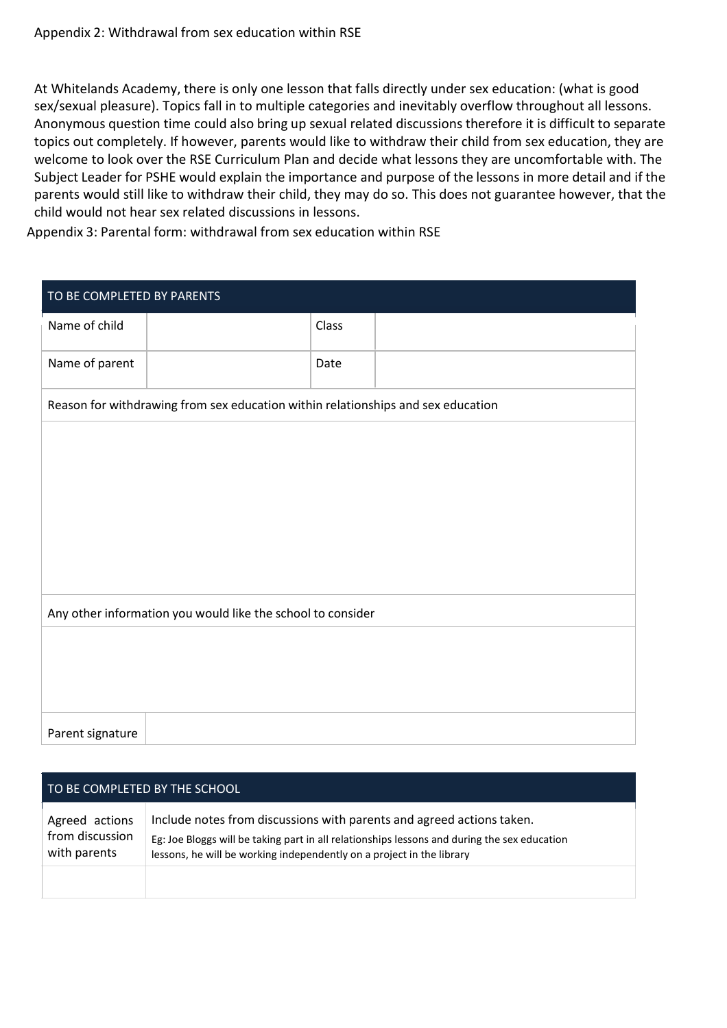## Appendix 2: Withdrawal from sex education within RSE

At Whitelands Academy, there is only one lesson that falls directly under sex education: (what is good sex/sexual pleasure). Topics fall in to multiple categories and inevitably overflow throughout all lessons. Anonymous question time could also bring up sexual related discussions therefore it is difficult to separate topics out completely. If however, parents would like to withdraw their child from sex education, they are welcome to look over the RSE Curriculum Plan and decide what lessons they are uncomfortable with. The Subject Leader for PSHE would explain the importance and purpose of the lessons in more detail and if the parents would still like to withdraw their child, they may do so. This does not guarantee however, that the child would not hear sex related discussions in lessons.

## Appendix 3: Parental form: withdrawal from sex education within RSE

| TO BE COMPLETED BY PARENTS | | | |
|---|---|---|---|
| Name of child | | Class | |
| Name of parent | | Date | |
| Reason for withdrawing from sex education within relationships and sex education | | | |
| | | | |
| Any other information you would like the school to consider | | | |
| | | | |
| Parent signature | | | |

| TO BE COMPLETED BY THE SCHOOL | |
|---|---|
| Agreed actions from discussion with parents | Include notes from discussions with parents and agreed actions taken. Eg: Joe Bloggs will be taking part in all relationships lessons and during the sex education lessons, he will be working independently on a project in the library |
| | |